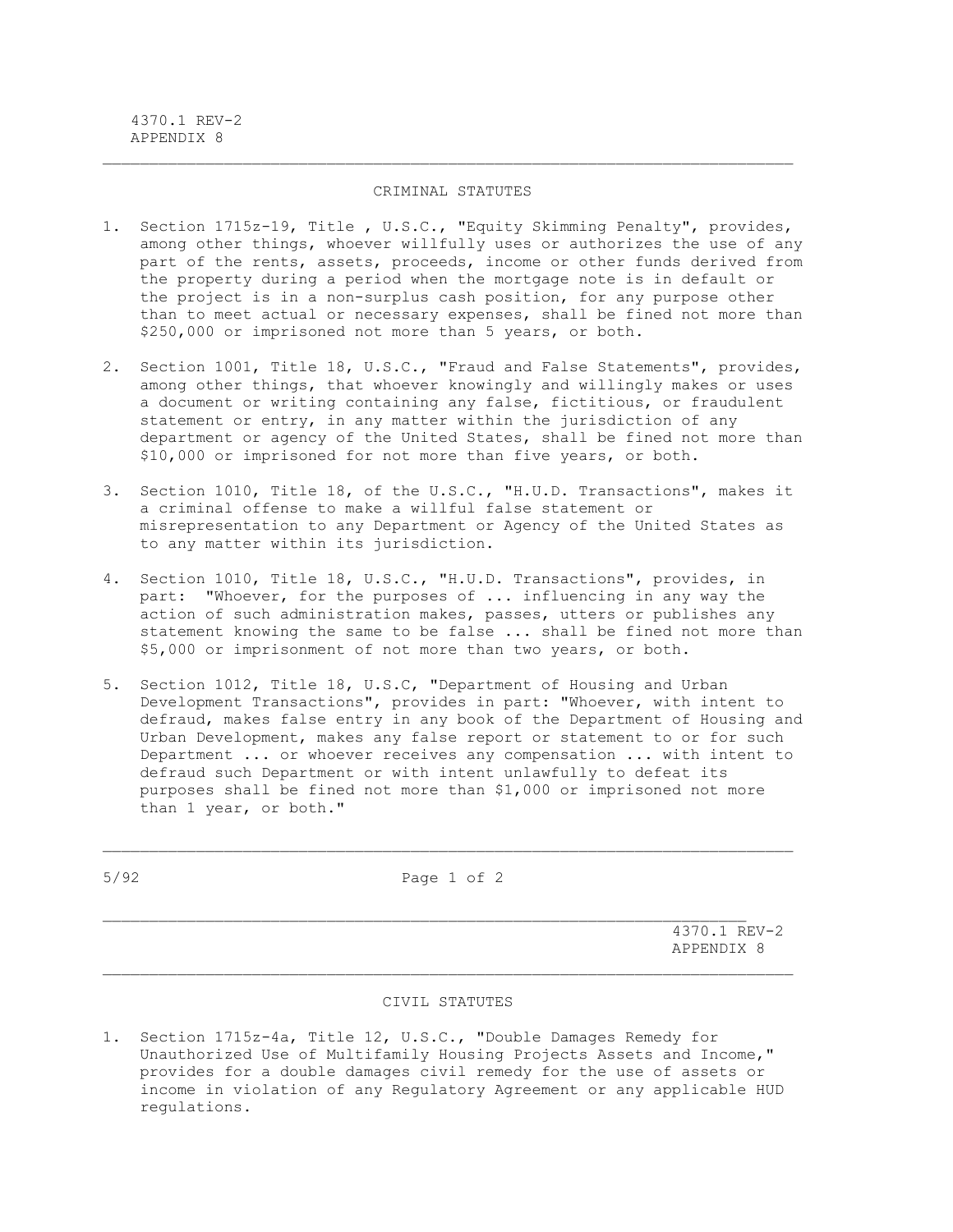## CRIMINAL STATUTES

1. Section 1715z-19, Title , U.S.C., "Equity Skimming Penalty", provides, among other things, whoever willfully uses or authorizes the use of any part of the rents, assets, proceeds, income or other funds derived from the property during a period when the mortgage note is in default or the project is in a non-surplus cash position, for any purpose other than to meet actual or necessary expenses, shall be fined not more than $250,000 or imprisoned not more than 5 years, or both.

2. Section 1001, Title 18, U.S.C., "Fraud and False Statements", provides, among other things, that whoever knowingly and willingly makes or uses a document or writing containing any false, fictitious, or fraudulent statement or entry, in any matter within the jurisdiction of any department or agency of the United States, shall be fined not more than $10,000 or imprisoned for not more than five years, or both.

3. Section 1010, Title 18, of the U.S.C., "H.U.D. Transactions", makes it a criminal offense to make a willful false statement or misrepresentation to any Department or Agency of the United States as to any matter within its jurisdiction.

4. Section 1010, Title 18, U.S.C., "H.U.D. Transactions", provides, in part: "Whoever, for the purposes of ... influencing in any way the action of such administration makes, passes, utters or publishes any statement knowing the same to be false ... shall be fined not more than $5,000 or imprisonment of not more than two years, or both.

5. Section 1012, Title 18, U.S.C, "Department of Housing and Urban Development Transactions", provides in part: "Whoever, with intent to defraud, makes false entry in any book of the Department of Housing and Urban Development, makes any false report or statement to or for such Department ... or whoever receives any compensation ... with intent to defraud such Department or with intent unlawfully to defeat its purposes shall be fined not more than $1,000 or imprisoned not more than 1 year, or both."

## CIVIL STATUTES

1. Section 1715z-4a, Title 12, U.S.C., "Double Damages Remedy for Unauthorized Use of Multifamily Housing Projects Assets and Income," provides for a double damages civil remedy for the use of assets or income in violation of any Regulatory Agreement or any applicable HUD regulations.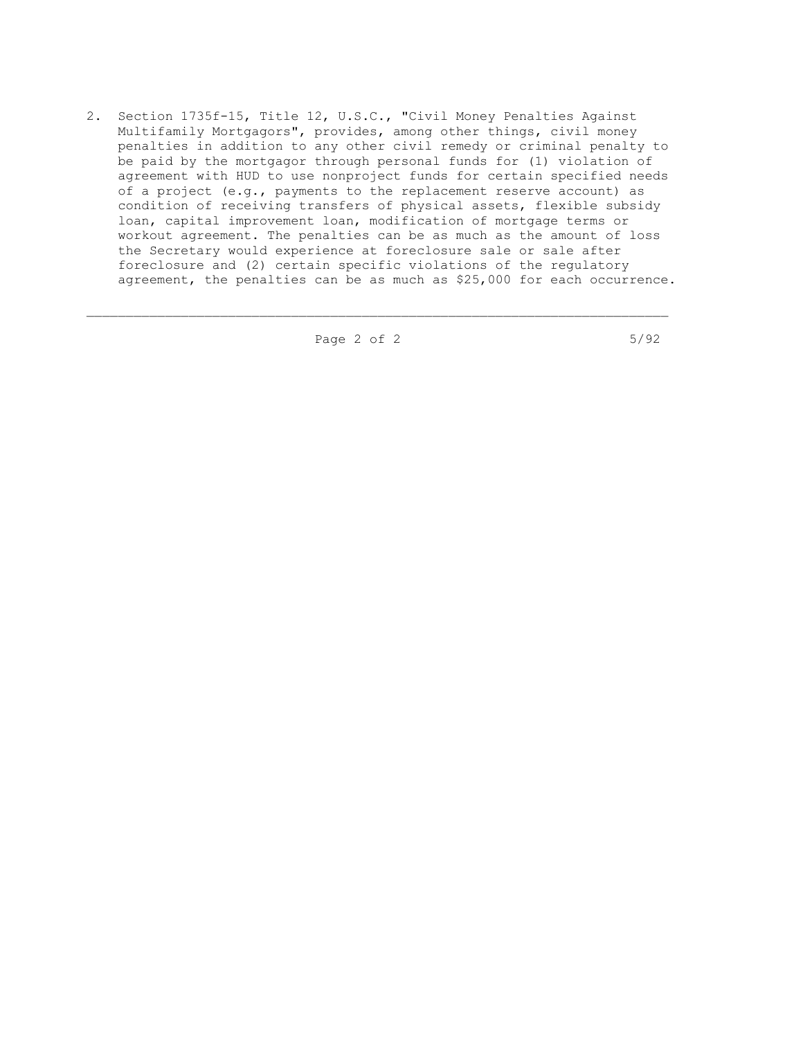2. Section 1735f-15, Title 12, U.S.C., "Civil Money Penalties Against Multifamily Mortgagors", provides, among other things, civil money penalties in addition to any other civil remedy or criminal penalty to be paid by the mortgagor through personal funds for (1) violation of agreement with HUD to use nonproject funds for certain specified needs of a project (e.g., payments to the replacement reserve account) as condition of receiving transfers of physical assets, flexible subsidy loan, capital improvement loan, modification of mortgage terms or workout agreement. The penalties can be as much as the amount of loss the Secretary would experience at foreclosure sale or sale after foreclosure and (2) certain specific violations of the regulatory agreement, the penalties can be as much as $25,000 for each occurrence.